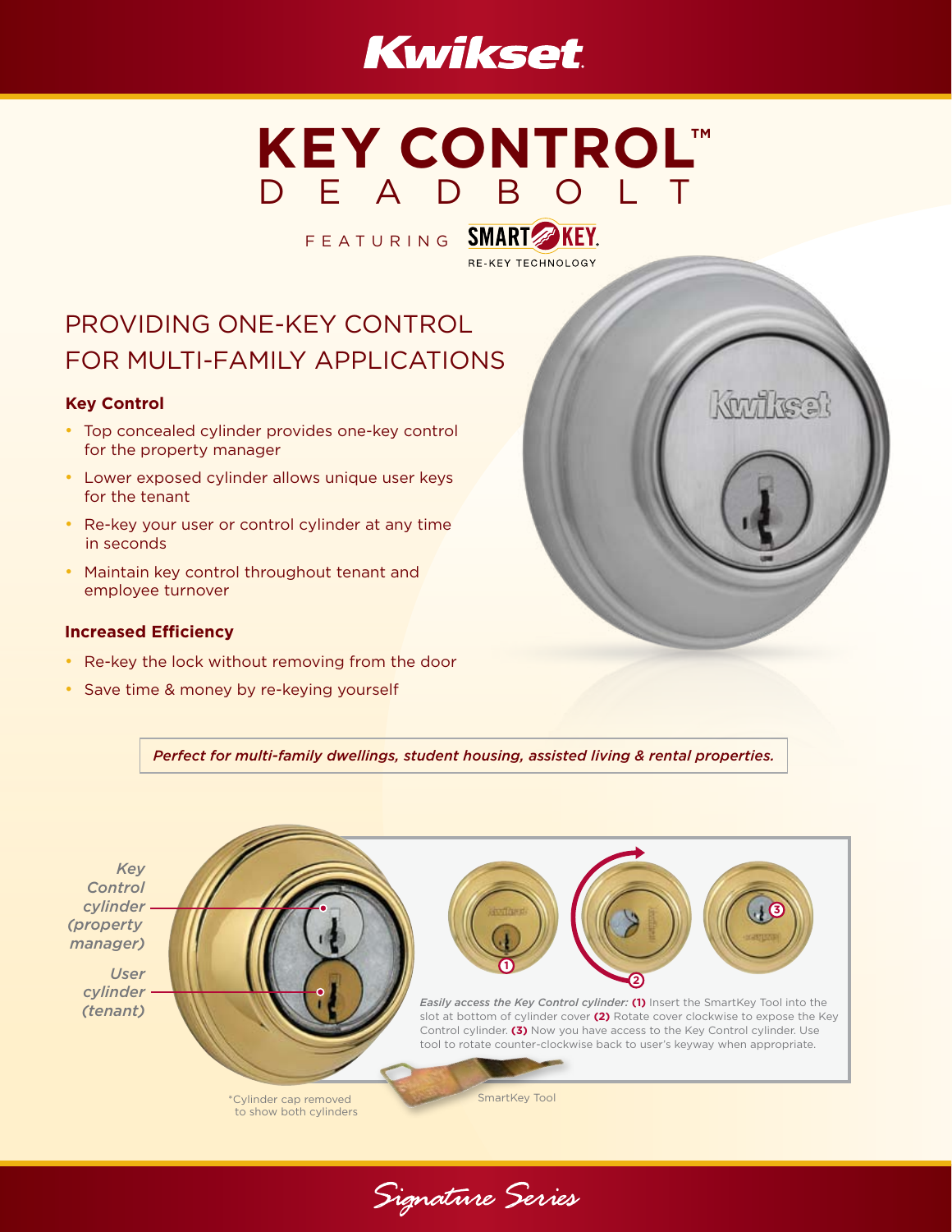# Kwikset

# KEY CONTROL™ DEADBOLT

FEATURING SMARTKEY RE-KEY TECHNOLOGY

## PROVIDING ONE-KEY CONTROL FOR MULTI-FAMILY APPLICATIONS

### Key Control

- Top concealed cylinder provides one-key control for the property manager
- Lower exposed cylinder allows unique user keys for the tenant
- Re-key your user or control cylinder at any time in seconds
- Maintain key control throughout tenant and employee turnover

### Increased Efficiency

- Re-key the lock without removing from the door
- Save time & money by re-keying yourself

*Perfect for multi-family dwellings, student housing, assisted living & rental properties.*

*Key Control cylinder (property manager)*

*User cylinder (tenant)*

\*Cylinder cap removed to show both cylinders

***Easily access the Key Control cylinder:*** **(1)** Insert the SmartKey Tool into the slot at bottom of cylinder cover **(2)** Rotate cover clockwise to expose the Key Control cylinder. **(3)** Now you have access to the Key Control cylinder. Use tool to rotate counter-clockwise back to user's keyway when appropriate.

SmartKey Tool

Signature Series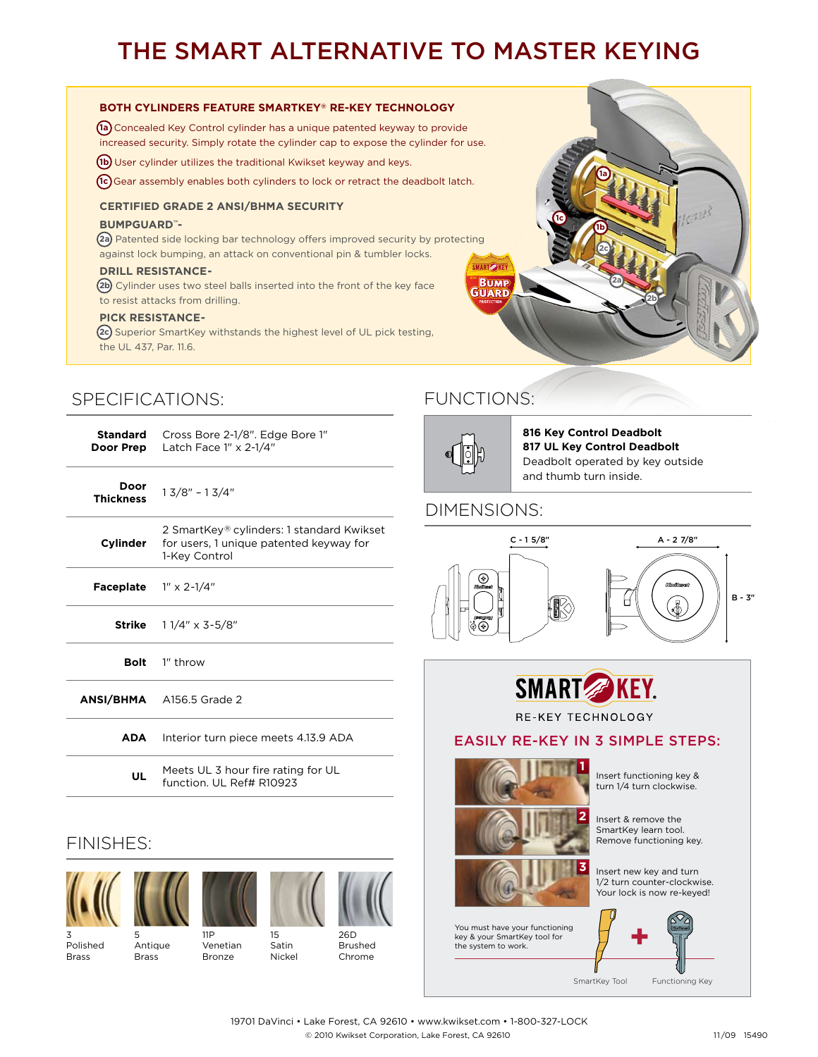# THE SMART ALTERNATIVE TO MASTER KEYING

**BOTH CYLINDERS FEATURE SMARTKEY® RE-KEY TECHNOLOGY**

(1a) Concealed Key Control cylinder has a unique patented keyway to provide increased security. Simply rotate the cylinder cap to expose the cylinder for use.

(1b) User cylinder utilizes the traditional Kwikset keyway and keys.

(1c) Gear assembly enables both cylinders to lock or retract the deadbolt latch.

**CERTIFIED GRADE 2 ANSI/BHMA SECURITY**

**BUMPGUARD™-**

(2a) Patented side locking bar technology offers improved security by protecting against lock bumping, an attack on conventional pin & tumbler locks.

**DRILL RESISTANCE-**

(2b) Cylinder uses two steel balls inserted into the front of the key face to resist attacks from drilling.

**PICK RESISTANCE-**

(2c) Superior SmartKey withstands the highest level of UL pick testing, the UL 437, Par. 11.6.

SMARTKEY BUMP GUARD PROTECTION

## SPECIFICATIONS:

| | |
|---|---|
| **Standard Door Prep** | Cross Bore 2-1/8". Edge Bore 1" Latch Face 1" x 2-1/4" |
| **Door Thickness** | 1 3/8" – 1 3/4" |
| **Cylinder** | 2 SmartKey® cylinders: 1 standard Kwikset for users, 1 unique patented keyway for 1-Key Control |
| **Faceplate** | 1" x 2-1/4" |
| **Strike** | 1 1/4" x 3-5/8" |
| **Bolt** | 1" throw |
| **ANSI/BHMA** | A156.5 Grade 2 |
| **ADA** | Interior turn piece meets 4.13.9 ADA |
| **UL** | Meets UL 3 hour fire rating for UL function. UL Ref# R10923 |

## FINISHES:

3 Polished Brass

5 Antique Brass

11P Venetian Bronze

15 Satin Nickel

26D Brushed Chrome

## FUNCTIONS:

**816 Key Control Deadbolt**
**817 UL Key Control Deadbolt**
Deadbolt operated by key outside and thumb turn inside.

## DIMENSIONS:

C - 1 5/8"

A - 2 7/8"

B - 3"

## SMARTKEY

RE-KEY TECHNOLOGY

### EASILY RE-KEY IN 3 SIMPLE STEPS:

1. Insert functioning key & turn 1/4 turn clockwise.
2. Insert & remove the SmartKey learn tool. Remove functioning key.
3. Insert new key and turn 1/2 turn counter-clockwise. Your lock is now re-keyed!

You must have your functioning key & your SmartKey tool for the system to work.

SmartKey Tool + Functioning Key

19701 DaVinci • Lake Forest, CA 92610 • www.kwikset.com • 1-800-327-LOCK

© 2010 Kwikset Corporation, Lake Forest, CA 92610

11/09 15490